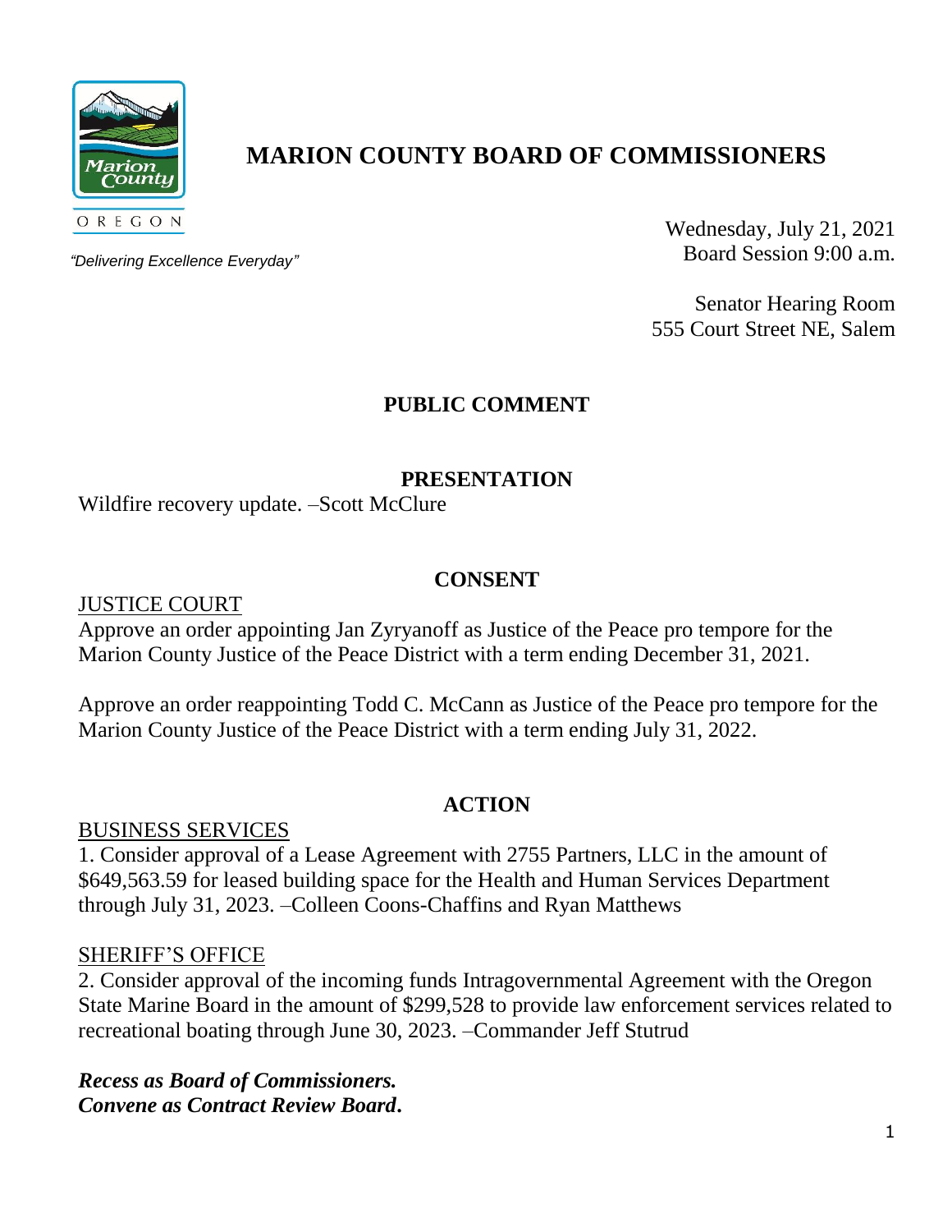# MARION COUNTY BOARD OF COMMISSIONERS

OREGON

*"Delivering Excellence Everyday"*

Wednesday, July 21, 2021
Board Session 9:00 a.m.

Senator Hearing Room
555 Court Street NE, Salem

## PUBLIC COMMENT

## PRESENTATION

Wildfire recovery update. –Scott McClure

## CONSENT

JUSTICE COURT

Approve an order appointing Jan Zyryanoff as Justice of the Peace pro tempore for the Marion County Justice of the Peace District with a term ending December 31, 2021.

Approve an order reappointing Todd C. McCann as Justice of the Peace pro tempore for the Marion County Justice of the Peace District with a term ending July 31, 2022.

## ACTION

BUSINESS SERVICES

1. Consider approval of a Lease Agreement with 2755 Partners, LLC in the amount of $649,563.59 for leased building space for the Health and Human Services Department through July 31, 2023. –Colleen Coons-Chaffins and Ryan Matthews

SHERIFF'S OFFICE

2. Consider approval of the incoming funds Intragovernmental Agreement with the Oregon State Marine Board in the amount of $299,528 to provide law enforcement services related to recreational boating through June 30, 2023. –Commander Jeff Stutrud

***Recess as Board of Commissioners.***
***Convene as Contract Review Board.***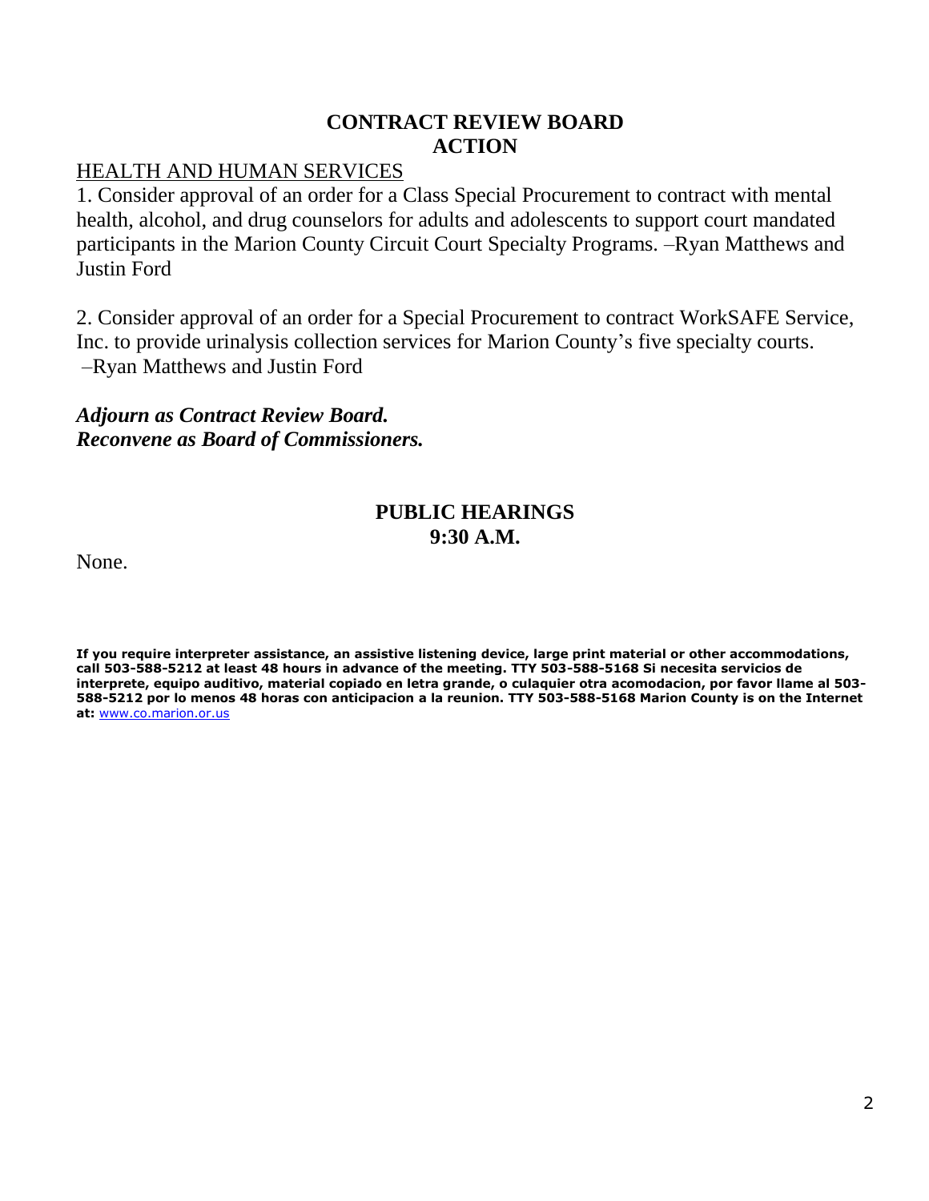## CONTRACT REVIEW BOARD
## ACTION

HEALTH AND HUMAN SERVICES

1. Consider approval of an order for a Class Special Procurement to contract with mental health, alcohol, and drug counselors for adults and adolescents to support court mandated participants in the Marion County Circuit Court Specialty Programs. –Ryan Matthews and Justin Ford

2. Consider approval of an order for a Special Procurement to contract WorkSAFE Service, Inc. to provide urinalysis collection services for Marion County's five specialty courts. –Ryan Matthews and Justin Ford

***Adjourn as Contract Review Board.***
***Reconvene as Board of Commissioners.***

## PUBLIC HEARINGS
## 9:30 A.M.

None.

**If you require interpreter assistance, an assistive listening device, large print material or other accommodations, call 503-588-5212 at least 48 hours in advance of the meeting. TTY 503-588-5168 Si necesita servicios de interprete, equipo auditivo, material copiado en letra grande, o culaquier otra acomodacion, por favor llame al 503-588-5212 por lo menos 48 horas con anticipacion a la reunion. TTY 503-588-5168 Marion County is on the Internet at:** www.co.marion.or.us